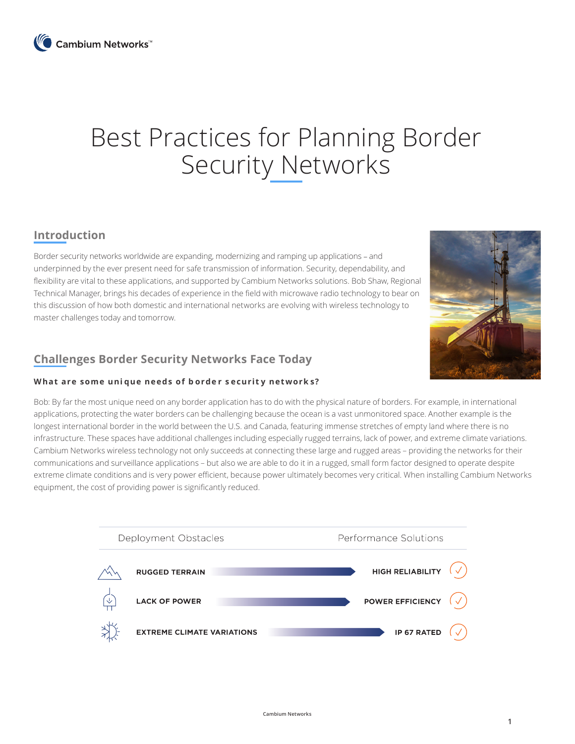Cambium Networks™

# Best Practices for Planning Border Security Networks

## Introduction

Border security networks worldwide are expanding, modernizing and ramping up applications – and underpinned by the ever present need for safe transmission of information. Security, dependability, and flexibility are vital to these applications, and supported by Cambium Networks solutions. Bob Shaw, Regional Technical Manager, brings his decades of experience in the field with microwave radio technology to bear on this discussion of how both domestic and international networks are evolving with wireless technology to master challenges today and tomorrow.

## Challenges Border Security Networks Face Today

### What are some unique needs of border security networks?

Bob: By far the most unique need on any border application has to do with the physical nature of borders. For example, in international applications, protecting the water borders can be challenging because the ocean is a vast unmonitored space. Another example is the longest international border in the world between the U.S. and Canada, featuring immense stretches of empty land where there is no infrastructure. These spaces have additional challenges including especially rugged terrains, lack of power, and extreme climate variations. Cambium Networks wireless technology not only succeeds at connecting these large and rugged areas – providing the networks for their communications and surveillance applications – but also we are able to do it in a rugged, small form factor designed to operate despite extreme climate conditions and is very power efficient, because power ultimately becomes very critical. When installing Cambium Networks equipment, the cost of providing power is significantly reduced.

| Deployment Obstacles | Performance Solutions |
| --- | --- |
| RUGGED TERRAIN | HIGH RELIABILITY ✓ |
| LACK OF POWER | POWER EFFICIENCY ✓ |
| EXTREME CLIMATE VARIATIONS | IP 67 RATED ✓ |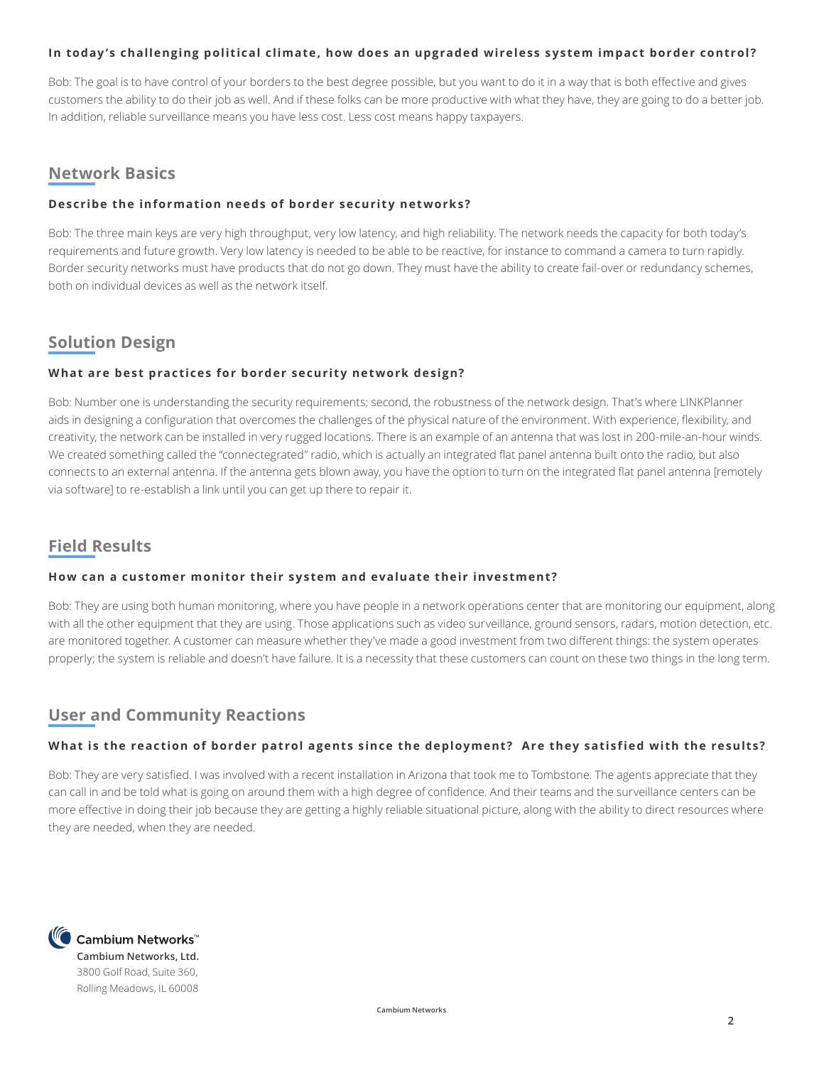**In today's challenging political climate, how does an upgraded wireless system impact border control?**

Bob: The goal is to have control of your borders to the best degree possible, but you want to do it in a way that is both effective and gives customers the ability to do their job as well. And if these folks can be more productive with what they have, they are going to do a better job. In addition, reliable surveillance means you have less cost. Less cost means happy taxpayers.

## Network Basics

**Describe the information needs of border security networks?**

Bob: The three main keys are very high throughput, very low latency, and high reliability. The network needs the capacity for both today's requirements and future growth. Very low latency is needed to be able to be reactive, for instance to command a camera to turn rapidly. Border security networks must have products that do not go down. They must have the ability to create fail-over or redundancy schemes, both on individual devices as well as the network itself.

## Solution Design

**What are best practices for border security network design?**

Bob: Number one is understanding the security requirements; second, the robustness of the network design. That's where LINKPlanner aids in designing a configuration that overcomes the challenges of the physical nature of the environment. With experience, flexibility, and creativity, the network can be installed in very rugged locations. There is an example of an antenna that was lost in 200-mile-an-hour winds. We created something called the "connectegrated" radio, which is actually an integrated flat panel antenna built onto the radio, but also connects to an external antenna. If the antenna gets blown away, you have the option to turn on the integrated flat panel antenna [remotely via software] to re-establish a link until you can get up there to repair it.

## Field Results

**How can a customer monitor their system and evaluate their investment?**

Bob: They are using both human monitoring, where you have people in a network operations center that are monitoring our equipment, along with all the other equipment that they are using. Those applications such as video surveillance, ground sensors, radars, motion detection, etc. are monitored together. A customer can measure whether they've made a good investment from two different things: the system operates properly; the system is reliable and doesn't have failure. It is a necessity that these customers can count on these two things in the long term.

## User and Community Reactions

**What is the reaction of border patrol agents since the deployment? Are they satisfied with the results?**

Bob: They are very satisfied. I was involved with a recent installation in Arizona that took me to Tombstone. The agents appreciate that they can call in and be told what is going on around them with a high degree of confidence. And their teams and the surveillance centers can be more effective in doing their job because they are getting a highly reliable situational picture, along with the ability to direct resources where they are needed, when they are needed.

Cambium Networks™

**Cambium Networks, Ltd.**
3800 Golf Road, Suite 360,
Rolling Meadows, IL 60008